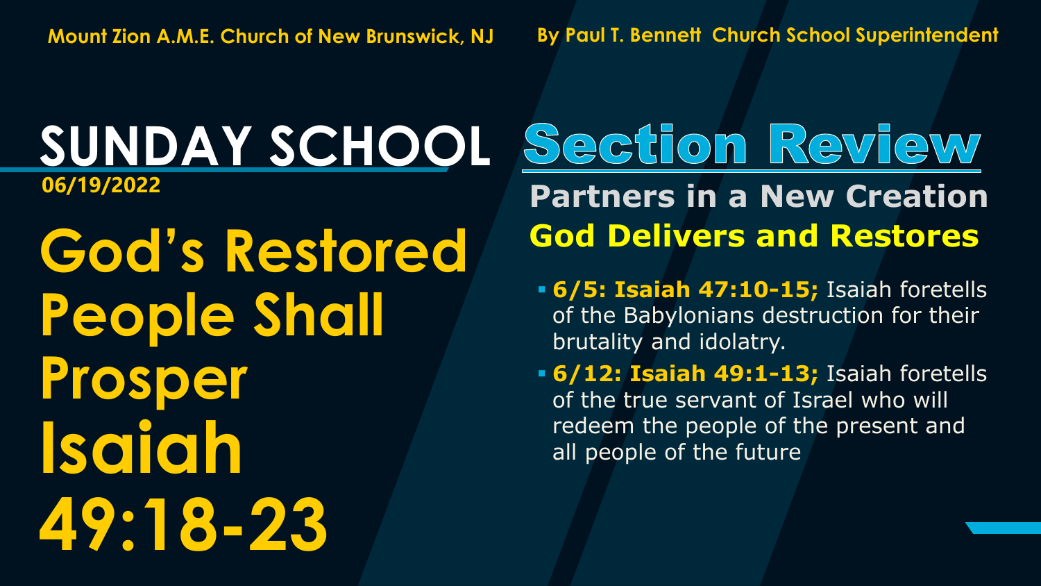Mount Zion A.M.E. Church of New Brunswick, NJ

By Paul T. Bennett Church School Superintendent

# SUNDAY SCHOOL

**06/19/2022**

# God's Restored People Shall Prosper Isaiah 49:18-23

# Section Review

## Partners in a New Creation

## God Delivers and Restores

- **6/5: Isaiah 47:10-15;** Isaiah foretells of the Babylonians destruction for their brutality and idolatry.
- **6/12: Isaiah 49:1-13;** Isaiah foretells of the true servant of Israel who will redeem the people of the present and all people of the future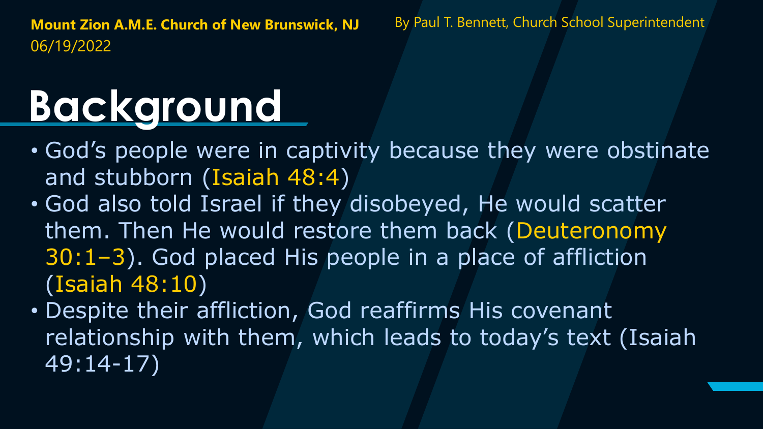# Background

- God's people were in captivity because they were obstinate and stubborn (Isaiah 48:4)
- God also told Israel if they disobeyed, He would scatter them. Then He would restore them back (Deuteronomy 30:1–3). God placed His people in a place of affliction (Isaiah 48:10)
- Despite their affliction, God reaffirms His covenant relationship with them, which leads to today's text (Isaiah 49:14-17)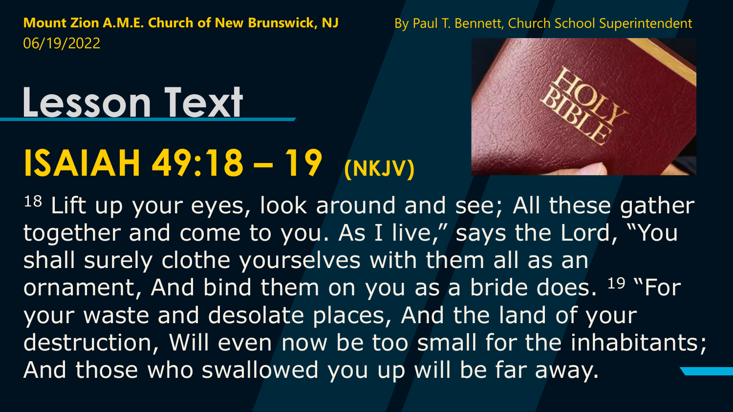**Mount Zion A.M.E. Church of New Brunswick, NJ**
06/19/2022

By Paul T. Bennett, Church School Superintendent

# Lesson Text

## ISAIAH 49:18 – 19 (NKJV)

[18] Lift up your eyes, look around and see; All these gather together and come to you. As I live," says the Lord, "You shall surely clothe yourselves with them all as an ornament, And bind them on you as a bride does. [19] "For your waste and desolate places, And the land of your destruction, Will even now be too small for the inhabitants; And those who swallowed you up will be far away.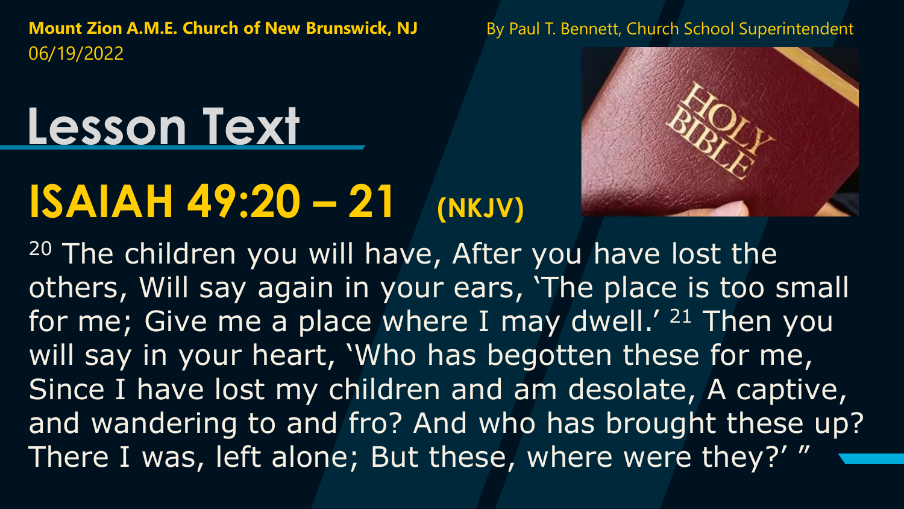**Mount Zion A.M.E. Church of New Brunswick, NJ**
06/19/2022

By Paul T. Bennett, Church School Superintendent

# Lesson Text

## ISAIAH 49:20 – 21 (NKJV)

20 The children you will have, After you have lost the others, Will say again in your ears, 'The place is too small for me; Give me a place where I may dwell.' 21 Then you will say in your heart, 'Who has begotten these for me, Since I have lost my children and am desolate, A captive, and wandering to and fro? And who has brought these up? There I was, left alone; But these, where were they?' "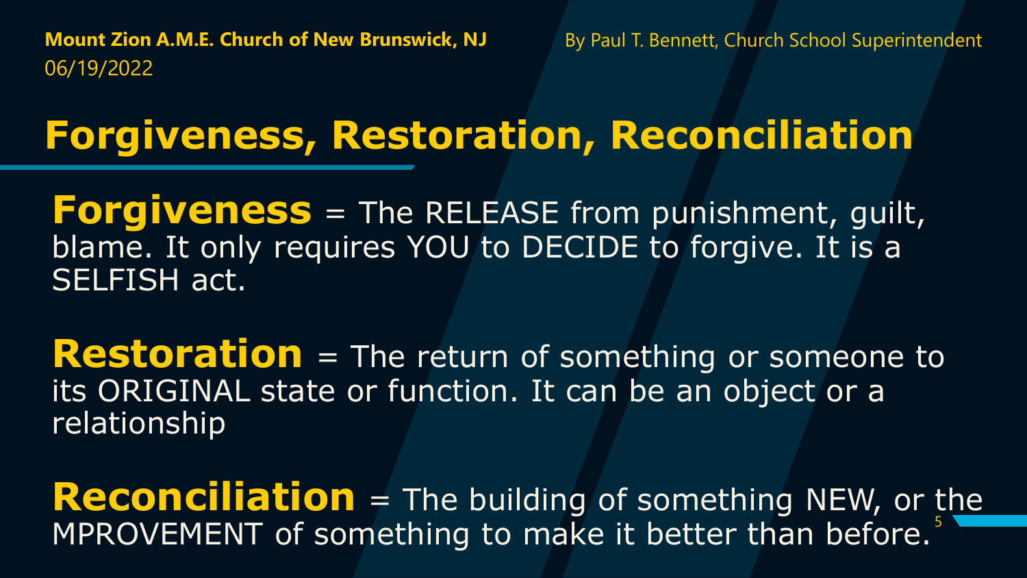**Mount Zion A.M.E. Church of New Brunswick, NJ**
06/19/2022

By Paul T. Bennett, Church School Superintendent

# Forgiveness, Restoration, Reconciliation

**Forgiveness** = The RELEASE from punishment, guilt, blame. It only requires YOU to DECIDE to forgive. It is a SELFISH act.

**Restoration** = The return of something or someone to its ORIGINAL state or function. It can be an object or a relationship

**Reconciliation** = The building of something NEW, or the MPROVEMENT of something to make it better than before.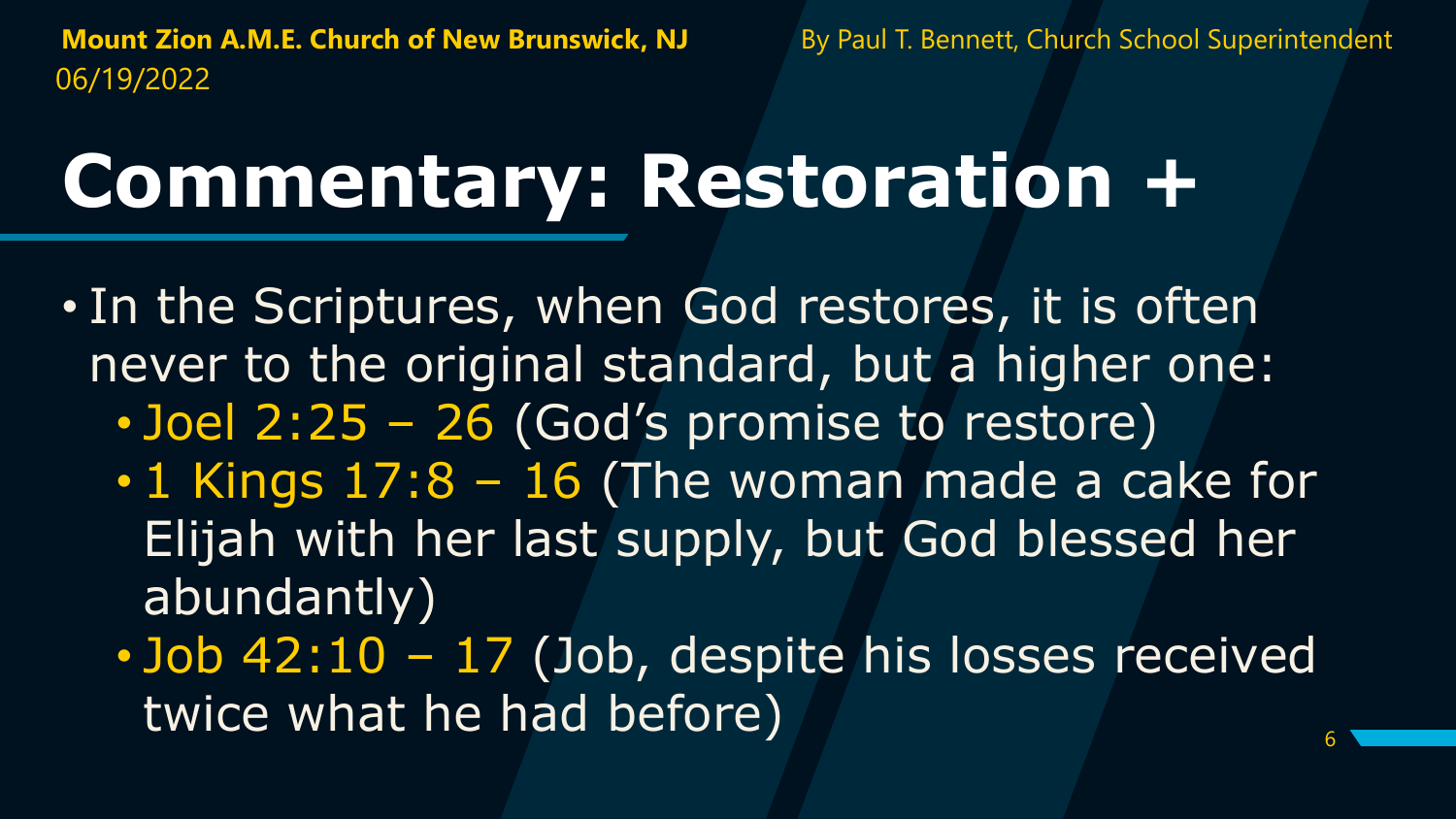# Commentary: Restoration +

- In the Scriptures, when God restores, it is often never to the original standard, but a higher one:
  - Joel 2:25 – 26 (God's promise to restore)
  - 1 Kings 17:8 – 16 (The woman made a cake for Elijah with her last supply, but God blessed her abundantly)
  - Job 42:10 – 17 (Job, despite his losses received twice what he had before)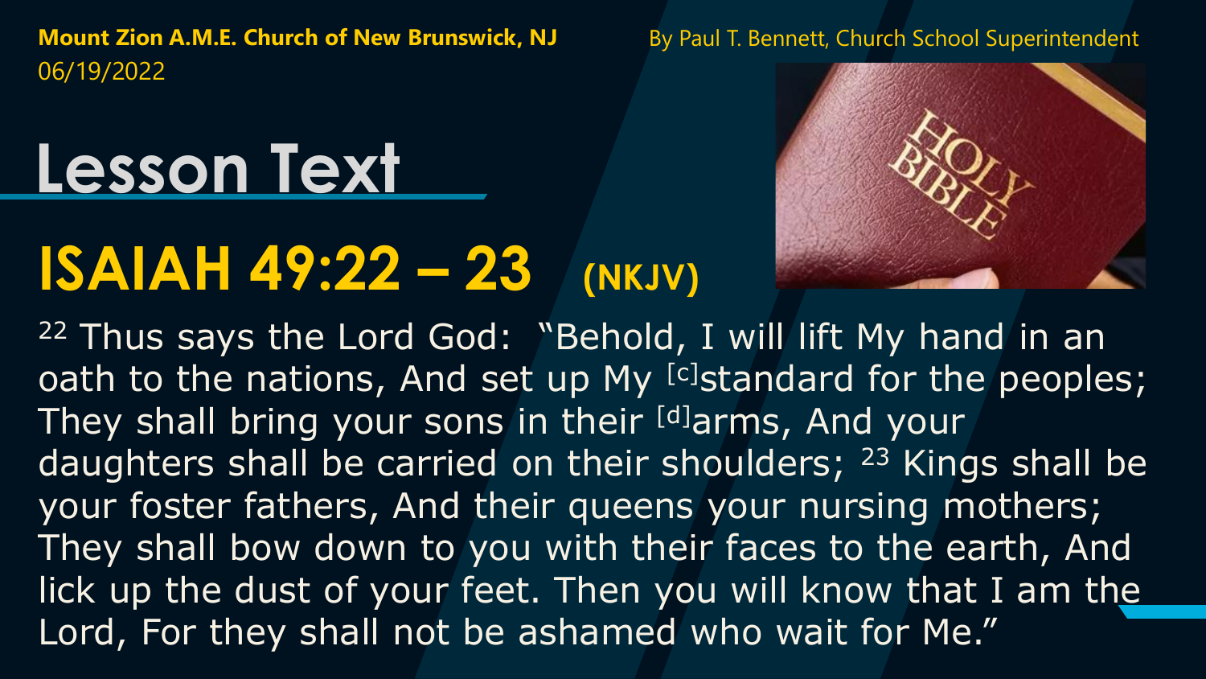**Mount Zion A.M.E. Church of New Brunswick, NJ**
06/19/2022

By Paul T. Bennett, Church School Superintendent

# Lesson Text

## ISAIAH 49:22 – 23 (NKJV)

[22] Thus says the Lord God: "Behold, I will lift My hand in an oath to the nations, And set up My [c]standard for the peoples; They shall bring your sons in their [d]arms, And your daughters shall be carried on their shoulders; [23] Kings shall be your foster fathers, And their queens your nursing mothers; They shall bow down to you with their faces to the earth, And lick up the dust of your feet. Then you will know that I am the Lord, For they shall not be ashamed who wait for Me."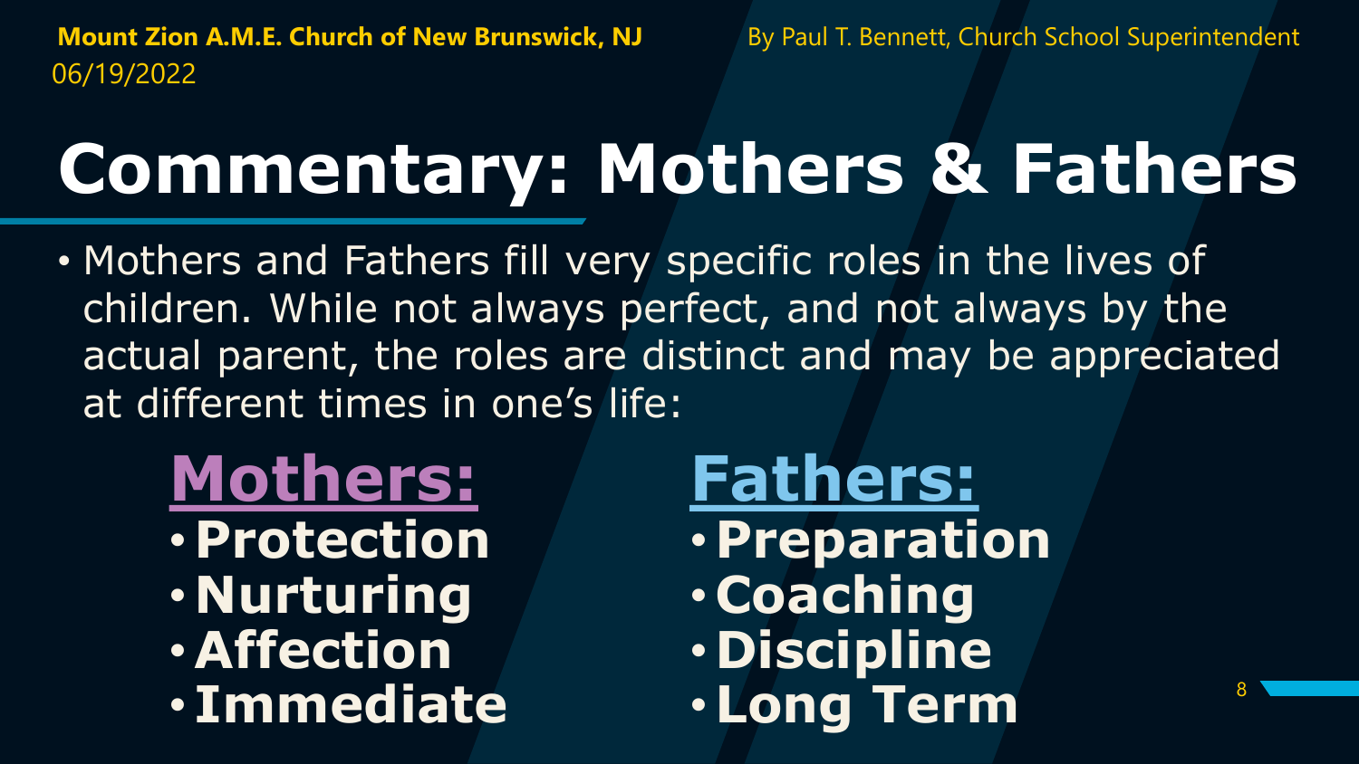**Mount Zion A.M.E. Church of New Brunswick, NJ** By Paul T. Bennett, Church School Superintendent
06/19/2022

# Commentary: Mothers & Fathers

- Mothers and Fathers fill very specific roles in the lives of children. While not always perfect, and not always by the actual parent, the roles are distinct and may be appreciated at different times in one's life:

## Mothers:

- **Protection**
- **Nurturing**
- **Affection**
- **Immediate**

## Fathers:

- **Preparation**
- **Coaching**
- **Discipline**
- **Long Term**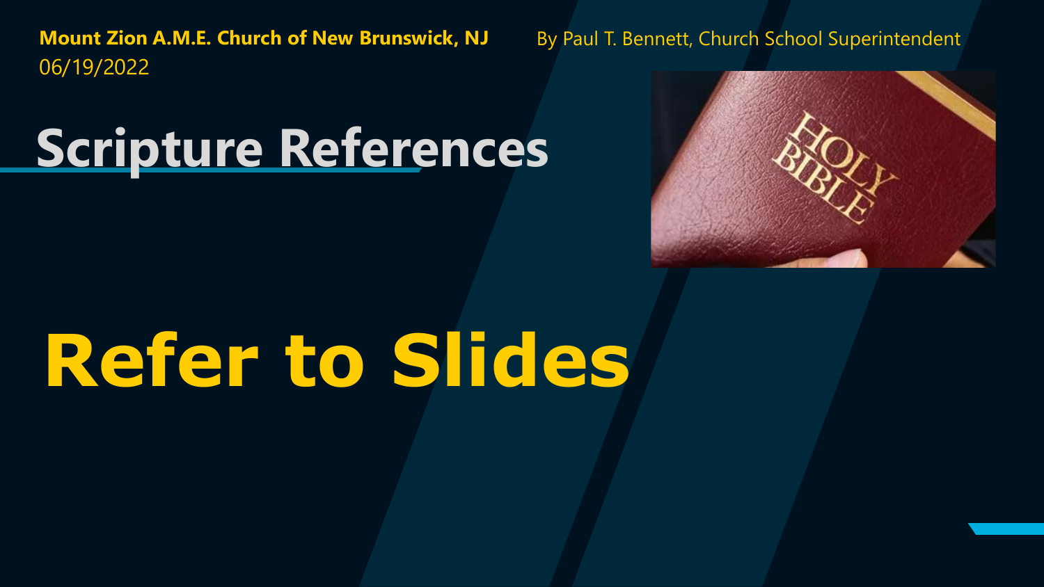**Mount Zion A.M.E. Church of New Brunswick, NJ** By Paul T. Bennett, Church School Superintendent
06/19/2022

# Scripture References

# **Refer to Slides**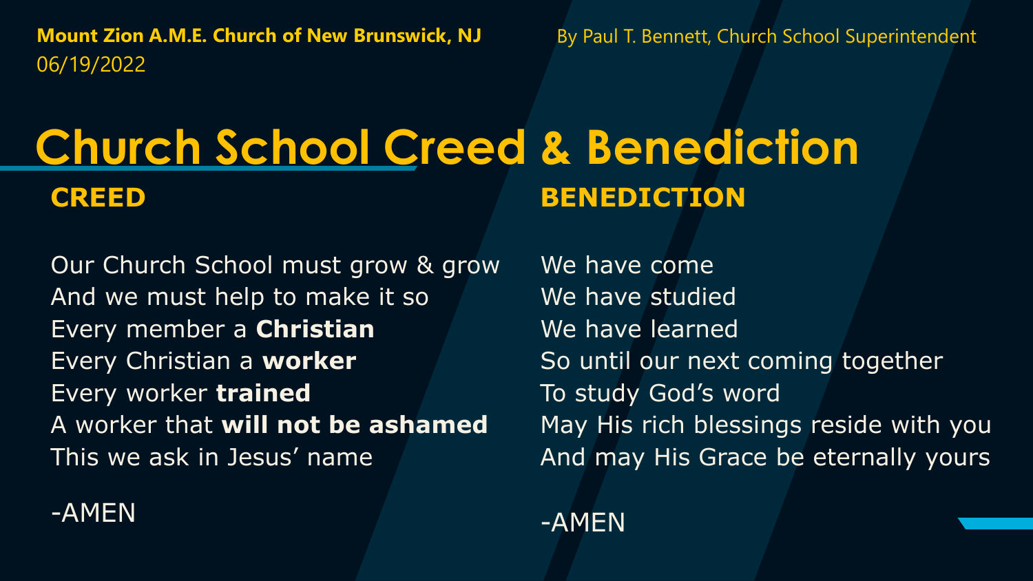**Mount Zion A.M.E. Church of New Brunswick, NJ**
06/19/2022

By Paul T. Bennett, Church School Superintendent

# Church School Creed & Benediction

## CREED

Our Church School must grow & grow
And we must help to make it so
Every member a **Christian**
Every Christian a **worker**
Every worker **trained**
A worker that **will not be ashamed**
This we ask in Jesus' name

-AMEN

## BENEDICTION

We have come
We have studied
We have learned
So until our next coming together
To study God's word
May His rich blessings reside with you
And may His Grace be eternally yours

-AMEN